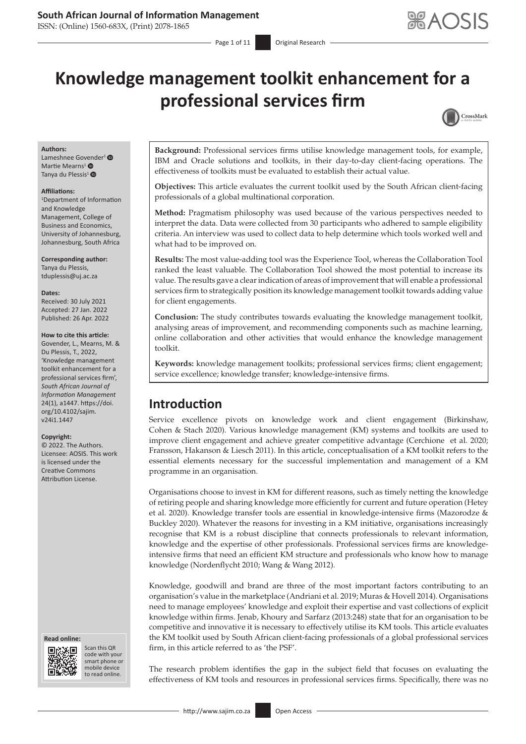# Knowledge management toolkit enhancement for a professional services firm

**Authors:**
Lameshnee Govender[1]
Martie Mearns[1]
Tanya du Plessis[1]

**Affiliations:**
[1]Department of Information and Knowledge Management, College of Business and Economics, University of Johannesburg, Johannesburg, South Africa

**Corresponding author:**
Tanya du Plessis,
tduplessis@uj.ac.za

**Dates:**
Received: 30 July 2021
Accepted: 27 Jan. 2022
Published: 26 Apr. 2022

**How to cite this article:**
Govender, L., Mearns, M. & Du Plessis, T., 2022, 'Knowledge management toolkit enhancement for a professional services firm', *South African Journal of Information Management* 24(1), a1447. https://doi.org/10.4102/sajim.v24i1.1447

**Copyright:**
© 2022. The Authors. Licensee: AOSIS. This work is licensed under the Creative Commons Attribution License.

**Background:** Professional services firms utilise knowledge management tools, for example, IBM and Oracle solutions and toolkits, in their day-to-day client-facing operations. The effectiveness of toolkits must be evaluated to establish their actual value.

**Objectives:** This article evaluates the current toolkit used by the South African client-facing professionals of a global multinational corporation.

**Method:** Pragmatism philosophy was used because of the various perspectives needed to interpret the data. Data were collected from 30 participants who adhered to sample eligibility criteria. An interview was used to collect data to help determine which tools worked well and what had to be improved on.

**Results:** The most value-adding tool was the Experience Tool, whereas the Collaboration Tool ranked the least valuable. The Collaboration Tool showed the most potential to increase its value. The results gave a clear indication of areas of improvement that will enable a professional services firm to strategically position its knowledge management toolkit towards adding value for client engagements.

**Conclusion:** The study contributes towards evaluating the knowledge management toolkit, analysing areas of improvement, and recommending components such as machine learning, online collaboration and other activities that would enhance the knowledge management toolkit.

**Keywords:** knowledge management toolkits; professional services firms; client engagement; service excellence; knowledge transfer; knowledge-intensive firms.

## Introduction

Service excellence pivots on knowledge work and client engagement (Birkinshaw, Cohen & Stach 2020). Various knowledge management (KM) systems and toolkits are used to improve client engagement and achieve greater competitive advantage (Cerchione et al. 2020; Fransson, Hakanson & Liesch 2011). In this article, conceptualisation of a KM toolkit refers to the essential elements necessary for the successful implementation and management of a KM programme in an organisation.

Organisations choose to invest in KM for different reasons, such as timely netting the knowledge of retiring people and sharing knowledge more efficiently for current and future operation (Hetey et al. 2020). Knowledge transfer tools are essential in knowledge-intensive firms (Mazorodze & Buckley 2020). Whatever the reasons for investing in a KM initiative, organisations increasingly recognise that KM is a robust discipline that connects professionals to relevant information, knowledge and the expertise of other professionals. Professional services firms are knowledge-intensive firms that need an efficient KM structure and professionals who know how to manage knowledge (Nordenflycht 2010; Wang & Wang 2012).

Knowledge, goodwill and brand are three of the most important factors contributing to an organisation's value in the marketplace (Andriani et al. 2019; Muras & Hovell 2014). Organisations need to manage employees' knowledge and exploit their expertise and vast collections of explicit knowledge within firms. Jenab, Khoury and Sarfarz (2013:248) state that for an organisation to be competitive and innovative it is necessary to effectively utilise its KM tools. This article evaluates the KM toolkit used by South African client-facing professionals of a global professional services firm, in this article referred to as 'the PSF'.

The research problem identifies the gap in the subject field that focuses on evaluating the effectiveness of KM tools and resources in professional services firms. Specifically, there was no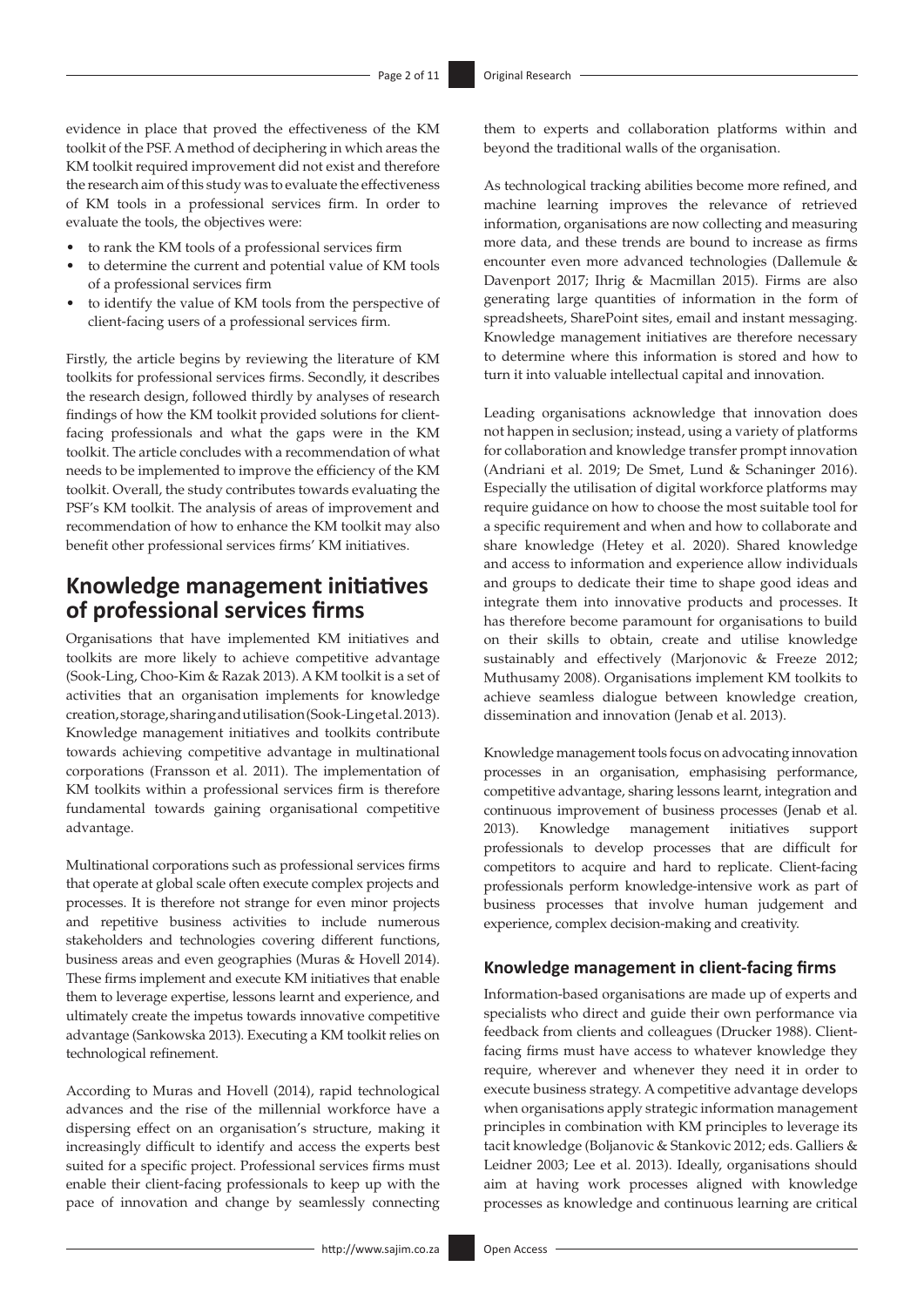evidence in place that proved the effectiveness of the KM toolkit of the PSF. A method of deciphering in which areas the KM toolkit required improvement did not exist and therefore the research aim of this study was to evaluate the effectiveness of KM tools in a professional services firm. In order to evaluate the tools, the objectives were:

- to rank the KM tools of a professional services firm
- to determine the current and potential value of KM tools of a professional services firm
- to identify the value of KM tools from the perspective of client-facing users of a professional services firm.

Firstly, the article begins by reviewing the literature of KM toolkits for professional services firms. Secondly, it describes the research design, followed thirdly by analyses of research findings of how the KM toolkit provided solutions for client-facing professionals and what the gaps were in the KM toolkit. The article concludes with a recommendation of what needs to be implemented to improve the efficiency of the KM toolkit. Overall, the study contributes towards evaluating the PSF's KM toolkit. The analysis of areas of improvement and recommendation of how to enhance the KM toolkit may also benefit other professional services firms' KM initiatives.

## Knowledge management initiatives of professional services firms

Organisations that have implemented KM initiatives and toolkits are more likely to achieve competitive advantage (Sook-Ling, Choo-Kim & Razak 2013). A KM toolkit is a set of activities that an organisation implements for knowledge creation, storage, sharing and utilisation (Sook-Ling et al. 2013). Knowledge management initiatives and toolkits contribute towards achieving competitive advantage in multinational corporations (Fransson et al. 2011). The implementation of KM toolkits within a professional services firm is therefore fundamental towards gaining organisational competitive advantage.

Multinational corporations such as professional services firms that operate at global scale often execute complex projects and processes. It is therefore not strange for even minor projects and repetitive business activities to include numerous stakeholders and technologies covering different functions, business areas and even geographies (Muras & Hovell 2014). These firms implement and execute KM initiatives that enable them to leverage expertise, lessons learnt and experience, and ultimately create the impetus towards innovative competitive advantage (Sankowska 2013). Executing a KM toolkit relies on technological refinement.

According to Muras and Hovell (2014), rapid technological advances and the rise of the millennial workforce have a dispersing effect on an organisation's structure, making it increasingly difficult to identify and access the experts best suited for a specific project. Professional services firms must enable their client-facing professionals to keep up with the pace of innovation and change by seamlessly connecting them to experts and collaboration platforms within and beyond the traditional walls of the organisation.

As technological tracking abilities become more refined, and machine learning improves the relevance of retrieved information, organisations are now collecting and measuring more data, and these trends are bound to increase as firms encounter even more advanced technologies (Dallemule & Davenport 2017; Ihrig & Macmillan 2015). Firms are also generating large quantities of information in the form of spreadsheets, SharePoint sites, email and instant messaging. Knowledge management initiatives are therefore necessary to determine where this information is stored and how to turn it into valuable intellectual capital and innovation.

Leading organisations acknowledge that innovation does not happen in seclusion; instead, using a variety of platforms for collaboration and knowledge transfer prompt innovation (Andriani et al. 2019; De Smet, Lund & Schaninger 2016). Especially the utilisation of digital workforce platforms may require guidance on how to choose the most suitable tool for a specific requirement and when and how to collaborate and share knowledge (Hetey et al. 2020). Shared knowledge and access to information and experience allow individuals and groups to dedicate their time to shape good ideas and integrate them into innovative products and processes. It has therefore become paramount for organisations to build on their skills to obtain, create and utilise knowledge sustainably and effectively (Marjonovic & Freeze 2012; Muthusamy 2008). Organisations implement KM toolkits to achieve seamless dialogue between knowledge creation, dissemination and innovation (Jenab et al. 2013).

Knowledge management tools focus on advocating innovation processes in an organisation, emphasising performance, competitive advantage, sharing lessons learnt, integration and continuous improvement of business processes (Jenab et al. 2013). Knowledge management initiatives support professionals to develop processes that are difficult for competitors to acquire and hard to replicate. Client-facing professionals perform knowledge-intensive work as part of business processes that involve human judgement and experience, complex decision-making and creativity.

### Knowledge management in client-facing firms

Information-based organisations are made up of experts and specialists who direct and guide their own performance via feedback from clients and colleagues (Drucker 1988). Client-facing firms must have access to whatever knowledge they require, wherever and whenever they need it in order to execute business strategy. A competitive advantage develops when organisations apply strategic information management principles in combination with KM principles to leverage its tacit knowledge (Boljanovic & Stankovic 2012; eds. Galliers & Leidner 2003; Lee et al. 2013). Ideally, organisations should aim at having work processes aligned with knowledge processes as knowledge and continuous learning are critical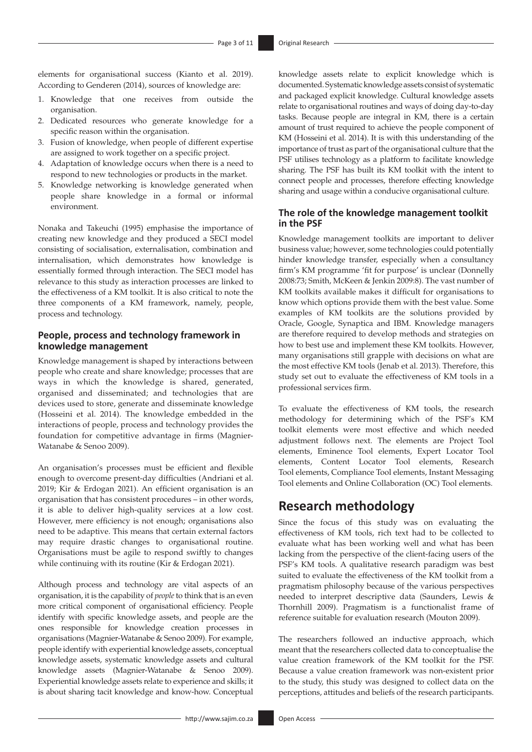elements for organisational success (Kianto et al. 2019). According to Genderen (2014), sources of knowledge are:

1. Knowledge that one receives from outside the organisation.
2. Dedicated resources who generate knowledge for a specific reason within the organisation.
3. Fusion of knowledge, when people of different expertise are assigned to work together on a specific project.
4. Adaptation of knowledge occurs when there is a need to respond to new technologies or products in the market.
5. Knowledge networking is knowledge generated when people share knowledge in a formal or informal environment.

Nonaka and Takeuchi (1995) emphasise the importance of creating new knowledge and they produced a SECI model consisting of socialisation, externalisation, combination and internalisation, which demonstrates how knowledge is essentially formed through interaction. The SECI model has relevance to this study as interaction processes are linked to the effectiveness of a KM toolkit. It is also critical to note the three components of a KM framework, namely, people, process and technology.

### People, process and technology framework in knowledge management

Knowledge management is shaped by interactions between people who create and share knowledge; processes that are ways in which the knowledge is shared, generated, organised and disseminated; and technologies that are devices used to store, generate and disseminate knowledge (Hosseini et al. 2014). The knowledge embedded in the interactions of people, process and technology provides the foundation for competitive advantage in firms (Magnier-Watanabe & Senoo 2009).

An organisation's processes must be efficient and flexible enough to overcome present-day difficulties (Andriani et al. 2019; Kir & Erdogan 2021). An efficient organisation is an organisation that has consistent procedures – in other words, it is able to deliver high-quality services at a low cost. However, mere efficiency is not enough; organisations also need to be adaptive. This means that certain external factors may require drastic changes to organisational routine. Organisations must be agile to respond swiftly to changes while continuing with its routine (Kir & Erdogan 2021).

Although process and technology are vital aspects of an organisation, it is the capability of *people* to think that is an even more critical component of organisational efficiency. People identify with specific knowledge assets, and people are the ones responsible for knowledge creation processes in organisations (Magnier-Watanabe & Senoo 2009). For example, people identify with experiential knowledge assets, conceptual knowledge assets, systematic knowledge assets and cultural knowledge assets (Magnier-Watanabe & Senoo 2009). Experiential knowledge assets relate to experience and skills; it is about sharing tacit knowledge and know-how. Conceptual knowledge assets relate to explicit knowledge which is documented. Systematic knowledge assets consist of systematic and packaged explicit knowledge. Cultural knowledge assets relate to organisational routines and ways of doing day-to-day tasks. Because people are integral in KM, there is a certain amount of trust required to achieve the people component of KM (Hosseini et al. 2014). It is with this understanding of the importance of trust as part of the organisational culture that the PSF utilises technology as a platform to facilitate knowledge sharing. The PSF has built its KM toolkit with the intent to connect people and processes, therefore effecting knowledge sharing and usage within a conducive organisational culture.

### The role of the knowledge management toolkit in the PSF

Knowledge management toolkits are important to deliver business value; however, some technologies could potentially hinder knowledge transfer, especially when a consultancy firm's KM programme 'fit for purpose' is unclear (Donnelly 2008:73; Smith, McKeen & Jenkin 2009:8). The vast number of KM toolkits available makes it difficult for organisations to know which options provide them with the best value. Some examples of KM toolkits are the solutions provided by Oracle, Google, Synaptica and IBM. Knowledge managers are therefore required to develop methods and strategies on how to best use and implement these KM toolkits. However, many organisations still grapple with decisions on what are the most effective KM tools (Jenab et al. 2013). Therefore, this study set out to evaluate the effectiveness of KM tools in a professional services firm.

To evaluate the effectiveness of KM tools, the research methodology for determining which of the PSF's KM toolkit elements were most effective and which needed adjustment follows next. The elements are Project Tool elements, Eminence Tool elements, Expert Locator Tool elements, Content Locator Tool elements, Research Tool elements, Compliance Tool elements, Instant Messaging Tool elements and Online Collaboration (OC) Tool elements.

## Research methodology

Since the focus of this study was on evaluating the effectiveness of KM tools, rich text had to be collected to evaluate what has been working well and what has been lacking from the perspective of the client-facing users of the PSF's KM tools. A qualitative research paradigm was best suited to evaluate the effectiveness of the KM toolkit from a pragmatism philosophy because of the various perspectives needed to interpret descriptive data (Saunders, Lewis & Thornhill 2009). Pragmatism is a functionalist frame of reference suitable for evaluation research (Mouton 2009).

The researchers followed an inductive approach, which meant that the researchers collected data to conceptualise the value creation framework of the KM toolkit for the PSF. Because a value creation framework was non-existent prior to the study, this study was designed to collect data on the perceptions, attitudes and beliefs of the research participants.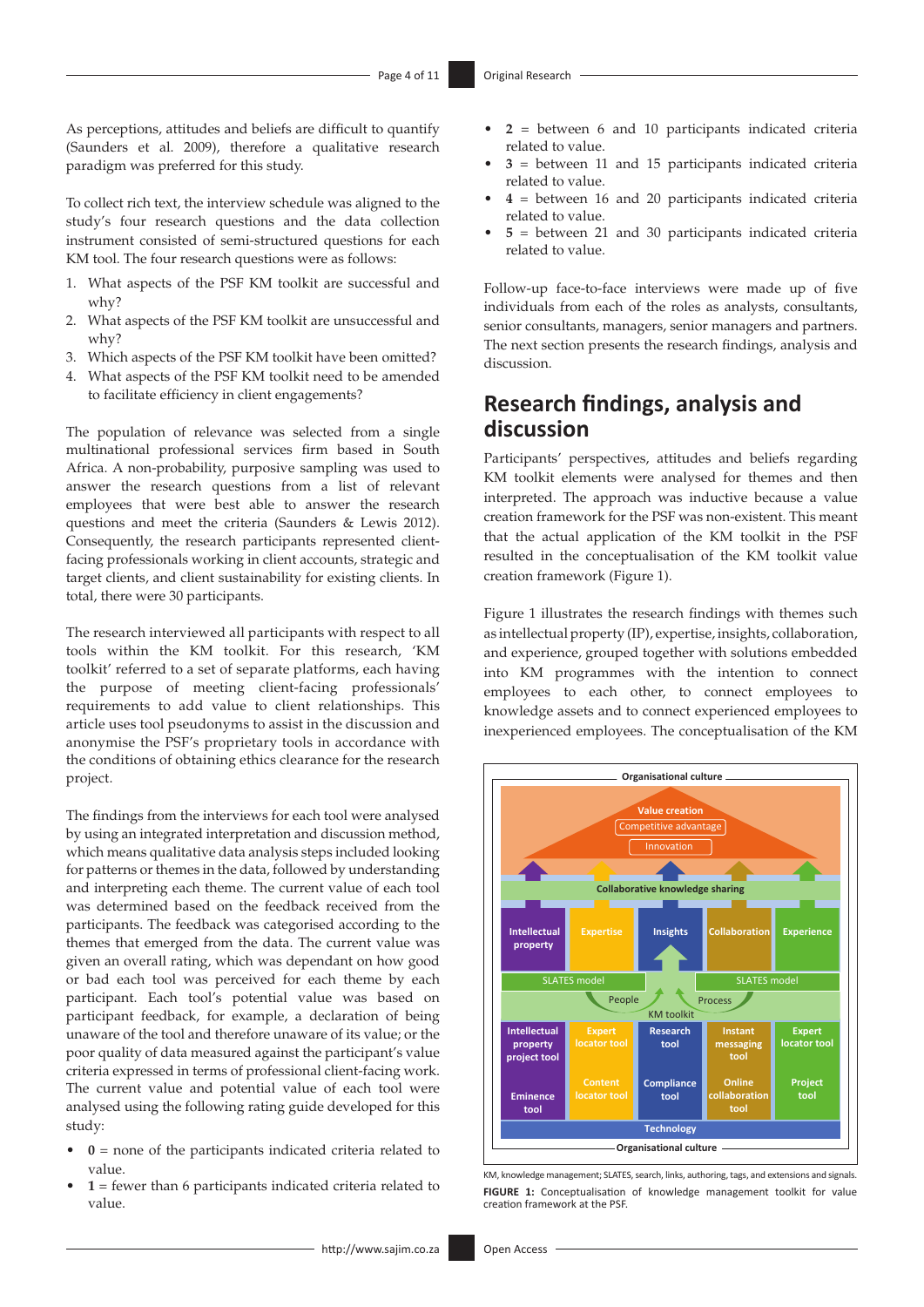As perceptions, attitudes and beliefs are difficult to quantify (Saunders et al. 2009), therefore a qualitative research paradigm was preferred for this study.

To collect rich text, the interview schedule was aligned to the study's four research questions and the data collection instrument consisted of semi-structured questions for each KM tool. The four research questions were as follows:

1. What aspects of the PSF KM toolkit are successful and why?
2. What aspects of the PSF KM toolkit are unsuccessful and why?
3. Which aspects of the PSF KM toolkit have been omitted?
4. What aspects of the PSF KM toolkit need to be amended to facilitate efficiency in client engagements?

The population of relevance was selected from a single multinational professional services firm based in South Africa. A non-probability, purposive sampling was used to answer the research questions from a list of relevant employees that were best able to answer the research questions and meet the criteria (Saunders & Lewis 2012). Consequently, the research participants represented client-facing professionals working in client accounts, strategic and target clients, and client sustainability for existing clients. In total, there were 30 participants.

The research interviewed all participants with respect to all tools within the KM toolkit. For this research, 'KM toolkit' referred to a set of separate platforms, each having the purpose of meeting client-facing professionals' requirements to add value to client relationships. This article uses tool pseudonyms to assist in the discussion and anonymise the PSF's proprietary tools in accordance with the conditions of obtaining ethics clearance for the research project.

The findings from the interviews for each tool were analysed by using an integrated interpretation and discussion method, which means qualitative data analysis steps included looking for patterns or themes in the data, followed by understanding and interpreting each theme. The current value of each tool was determined based on the feedback received from the participants. The feedback was categorised according to the themes that emerged from the data. The current value was given an overall rating, which was dependant on how good or bad each tool was perceived for each theme by each participant. Each tool's potential value was based on participant feedback, for example, a declaration of being unaware of the tool and therefore unaware of its value; or the poor quality of data measured against the participant's value criteria expressed in terms of professional client-facing work. The current value and potential value of each tool were analysed using the following rating guide developed for this study:

- **0** = none of the participants indicated criteria related to value.
- **1** = fewer than 6 participants indicated criteria related to value.
- **2** = between 6 and 10 participants indicated criteria related to value.
- **3** = between 11 and 15 participants indicated criteria related to value.
- **4** = between 16 and 20 participants indicated criteria related to value.
- **5** = between 21 and 30 participants indicated criteria related to value.

Follow-up face-to-face interviews were made up of five individuals from each of the roles as analysts, consultants, senior consultants, managers, senior managers and partners. The next section presents the research findings, analysis and discussion.

## Research findings, analysis and discussion

Participants' perspectives, attitudes and beliefs regarding KM toolkit elements were analysed for themes and then interpreted. The approach was inductive because a value creation framework for the PSF was non-existent. This meant that the actual application of the KM toolkit in the PSF resulted in the conceptualisation of the KM toolkit value creation framework (Figure 1).

Figure 1 illustrates the research findings with themes such as intellectual property (IP), expertise, insights, collaboration, and experience, grouped together with solutions embedded into KM programmes with the intention to connect employees to each other, to connect employees to knowledge assets and to connect experienced employees to inexperienced employees. The conceptualisation of the KM

KM, knowledge management; SLATES, search, links, authoring, tags, and extensions and signals.

**FIGURE 1:** Conceptualisation of knowledge management toolkit for value creation framework at the PSF.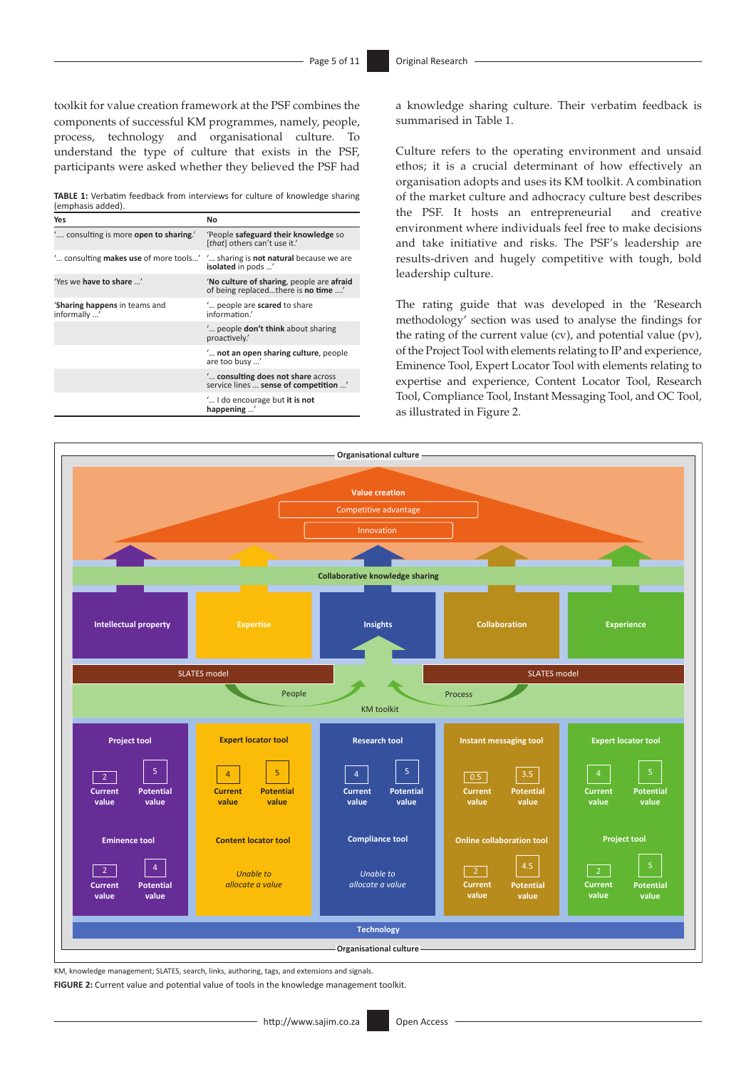toolkit for value creation framework at the PSF combines the components of successful KM programmes, namely, people, process, technology and organisational culture. To understand the type of culture that exists in the PSF, participants were asked whether they believed the PSF had a knowledge sharing culture. Their verbatim feedback is summarised in Table 1.

**TABLE 1:** Verbatim feedback from interviews for culture of knowledge sharing (emphasis added).

| Yes | No |
|---|---|
| '.... consulting is more **open to sharing**.' | 'People **safeguard their knowledge** so [*that*] others can't use it.' |
| '... consulting **makes use** of more tools...' | '... sharing is **not natural** because we are **isolated** in pods ...' |
| 'Yes we **have to share** ...' | '**No culture of sharing**, people are **afraid** of being replaced...there is **no time** ....' |
| '**Sharing happens** in teams and informally ...' | '... people are **scared** to share information.' |
| | '... people **don't think** about sharing proactively.' |
| | '... **not an open sharing culture**, people are too busy ...' |
| | '... **consulting does not share** across service lines ... **sense of competition** ...' |
| | '... I do encourage but **it is not happening** ...' |

Culture refers to the operating environment and unsaid ethos; it is a crucial determinant of how effectively an organisation adopts and uses its KM toolkit. A combination of the market culture and adhocracy culture best describes the PSF. It hosts an entrepreneurial and creative environment where individuals feel free to make decisions and take initiative and risks. The PSF's leadership are results-driven and hugely competitive with tough, bold leadership culture.

The rating guide that was developed in the 'Research methodology' section was used to analyse the findings for the rating of the current value (cv), and potential value (pv), of the Project Tool with elements relating to IP and experience, Eminence Tool, Expert Locator Tool with elements relating to expertise and experience, Content Locator Tool, Research Tool, Compliance Tool, Instant Messaging Tool, and OC Tool, as illustrated in Figure 2.

| Tool | Current value | Potential value |
|---|---|---|
| Project tool (Intellectual property) | 2 | 5 |
| Eminence tool (Intellectual property) | 2 | 4 |
| Expert locator tool (Expertise) | 4 | 5 |
| Content locator tool (Expertise) | *Unable to allocate a value* | |
| Research tool (Insights) | 4 | 5 |
| Compliance tool (Insights) | *Unable to allocate a value* | |
| Instant messaging tool (Collaboration) | 0.5 | 3.5 |
| Online collaboration tool (Collaboration) | 2 | 4.5 |
| Expert locator tool (Experience) | 4 | 5 |
| Project tool (Experience) | 2 | 5 |

KM, knowledge management; SLATES, search, links, authoring, tags, and extensions and signals.

**FIGURE 2:** Current value and potential value of tools in the knowledge management toolkit.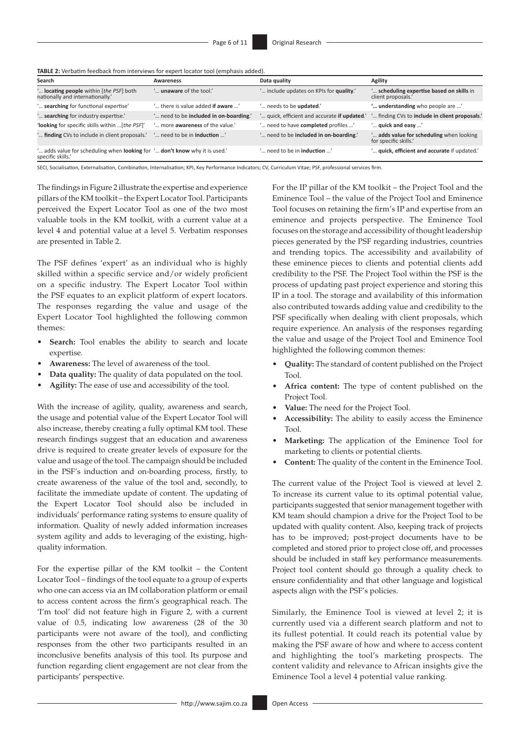**TABLE 2:** Verbatim feedback from interviews for expert locator tool (emphasis added).

| Search | Awareness | Data quality | Agility |
|---|---|---|---|
| '… **locating people** within [*the PSF*] both nationally and internationally.' | '… **unaware** of the tool.' | '… include updates on KPIs for **quality**.' | '… **scheduling expertise based on skills** in client proposals.' |
| '… **searching** for functional expertise.' | '… there is value added **if aware** …' | '… needs to be **updated**.' | '**… understanding** who people are …' |
| '… **searching** for industry expertise.' | '… need to be **included in on-boarding**.' | '… quick, efficient and accurate **if updated**.' | '… finding CVs to **include in client proposals**.' |
| '**looking** for specific skills within …[*the PSF*]' | '… more **awareness** of the value.' | '… need to have **completed** profiles …' | '… **quick and easy** …' |
| '… **finding** CVs to include in client proposals.' | '… need to be in **induction** …' | '… need to be **included in on-boarding**.' | '… **adds value for scheduling** when looking for specific skills.' |
| '… adds value for scheduling when **looking** for specific skills.' | '… **don't know** why it is used.' | '… need to be in **induction** …' | '… **quick, efficient and accurate** if updated.' |

SECI, Socialisation, Externalisation, Combination, Internalisation; KPI, Key Performance Indicators; CV, Curriculum Vitae; PSF, professional services firm.

The findings in Figure 2 illustrate the expertise and experience pillars of the KM toolkit – the Expert Locator Tool. Participants perceived the Expert Locator Tool as one of the two most valuable tools in the KM toolkit, with a current value at a level 4 and potential value at a level 5. Verbatim responses are presented in Table 2.

The PSF defines 'expert' as an individual who is highly skilled within a specific service and/or widely proficient on a specific industry. The Expert Locator Tool within the PSF equates to an explicit platform of expert locators. The responses regarding the value and usage of the Expert Locator Tool highlighted the following common themes:

- **Search:** Tool enables the ability to search and locate expertise.
- **Awareness:** The level of awareness of the tool.
- **Data quality:** The quality of data populated on the tool.
- **Agility:** The ease of use and accessibility of the tool.

With the increase of agility, quality, awareness and search, the usage and potential value of the Expert Locator Tool will also increase, thereby creating a fully optimal KM tool. These research findings suggest that an education and awareness drive is required to create greater levels of exposure for the value and usage of the tool. The campaign should be included in the PSF's induction and on-boarding process, firstly, to create awareness of the value of the tool and, secondly, to facilitate the immediate update of content. The updating of the Expert Locator Tool should also be included in individuals' performance rating systems to ensure quality of information. Quality of newly added information increases system agility and adds to leveraging of the existing, high-quality information.

For the expertise pillar of the KM toolkit – the Content Locator Tool – findings of the tool equate to a group of experts who one can access via an IM collaboration platform or email to access content across the firm's geographical reach. The 'I'm tool' did not feature high in Figure 2, with a current value of 0.5, indicating low awareness (28 of the 30 participants were not aware of the tool), and conflicting responses from the other two participants resulted in an inconclusive benefits analysis of this tool. Its purpose and function regarding client engagement are not clear from the participants' perspective.

For the IP pillar of the KM toolkit – the Project Tool and the Eminence Tool – the value of the Project Tool and Eminence Tool focuses on retaining the firm's IP and expertise from an eminence and projects perspective. The Eminence Tool focuses on the storage and accessibility of thought leadership pieces generated by the PSF regarding industries, countries and trending topics. The accessibility and availability of these eminence pieces to clients and potential clients add credibility to the PSF. The Project Tool within the PSF is the process of updating past project experience and storing this IP in a tool. The storage and availability of this information also contributed towards adding value and credibility to the PSF specifically when dealing with client proposals, which require experience. An analysis of the responses regarding the value and usage of the Project Tool and Eminence Tool highlighted the following common themes:

- **Quality:** The standard of content published on the Project Tool.
- **Africa content:** The type of content published on the Project Tool.
- **Value:** The need for the Project Tool.
- **Accessibility:** The ability to easily access the Eminence Tool.
- **Marketing:** The application of the Eminence Tool for marketing to clients or potential clients.
- **Content:** The quality of the content in the Eminence Tool.

The current value of the Project Tool is viewed at level 2. To increase its current value to its optimal potential value, participants suggested that senior management together with KM team should champion a drive for the Project Tool to be updated with quality content. Also, keeping track of projects has to be improved; post-project documents have to be completed and stored prior to project close off, and processes should be included in staff key performance measurements. Project tool content should go through a quality check to ensure confidentiality and that other language and logistical aspects align with the PSF's policies.

Similarly, the Eminence Tool is viewed at level 2; it is currently used via a different search platform and not to its fullest potential. It could reach its potential value by making the PSF aware of how and where to access content and highlighting the tool's marketing prospects. The content validity and relevance to African insights give the Eminence Tool a level 4 potential value ranking.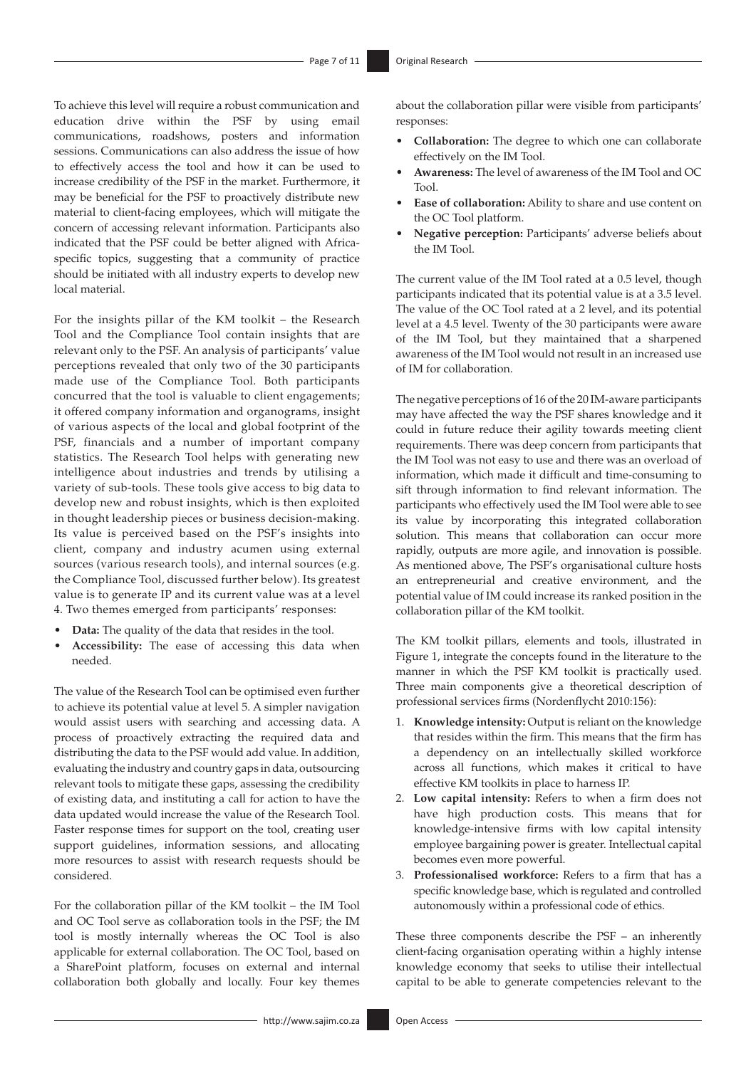To achieve this level will require a robust communication and education drive within the PSF by using email communications, roadshows, posters and information sessions. Communications can also address the issue of how to effectively access the tool and how it can be used to increase credibility of the PSF in the market. Furthermore, it may be beneficial for the PSF to proactively distribute new material to client-facing employees, which will mitigate the concern of accessing relevant information. Participants also indicated that the PSF could be better aligned with Africa-specific topics, suggesting that a community of practice should be initiated with all industry experts to develop new local material.

For the insights pillar of the KM toolkit – the Research Tool and the Compliance Tool contain insights that are relevant only to the PSF. An analysis of participants' value perceptions revealed that only two of the 30 participants made use of the Compliance Tool. Both participants concurred that the tool is valuable to client engagements; it offered company information and organograms, insight of various aspects of the local and global footprint of the PSF, financials and a number of important company statistics. The Research Tool helps with generating new intelligence about industries and trends by utilising a variety of sub-tools. These tools give access to big data to develop new and robust insights, which is then exploited in thought leadership pieces or business decision-making. Its value is perceived based on the PSF's insights into client, company and industry acumen using external sources (various research tools), and internal sources (e.g. the Compliance Tool, discussed further below). Its greatest value is to generate IP and its current value was at a level 4. Two themes emerged from participants' responses:

- **Data:** The quality of the data that resides in the tool.
- **Accessibility:** The ease of accessing this data when needed.

The value of the Research Tool can be optimised even further to achieve its potential value at level 5. A simpler navigation would assist users with searching and accessing data. A process of proactively extracting the required data and distributing the data to the PSF would add value. In addition, evaluating the industry and country gaps in data, outsourcing relevant tools to mitigate these gaps, assessing the credibility of existing data, and instituting a call for action to have the data updated would increase the value of the Research Tool. Faster response times for support on the tool, creating user support guidelines, information sessions, and allocating more resources to assist with research requests should be considered.

For the collaboration pillar of the KM toolkit – the IM Tool and OC Tool serve as collaboration tools in the PSF; the IM tool is mostly internally whereas the OC Tool is also applicable for external collaboration. The OC Tool, based on a SharePoint platform, focuses on external and internal collaboration both globally and locally. Four key themes about the collaboration pillar were visible from participants' responses:

- **Collaboration:** The degree to which one can collaborate effectively on the IM Tool.
- **Awareness:** The level of awareness of the IM Tool and OC Tool.
- **Ease of collaboration:** Ability to share and use content on the OC Tool platform.
- **Negative perception:** Participants' adverse beliefs about the IM Tool.

The current value of the IM Tool rated at a 0.5 level, though participants indicated that its potential value is at a 3.5 level. The value of the OC Tool rated at a 2 level, and its potential level at a 4.5 level. Twenty of the 30 participants were aware of the IM Tool, but they maintained that a sharpened awareness of the IM Tool would not result in an increased use of IM for collaboration.

The negative perceptions of 16 of the 20 IM-aware participants may have affected the way the PSF shares knowledge and it could in future reduce their agility towards meeting client requirements. There was deep concern from participants that the IM Tool was not easy to use and there was an overload of information, which made it difficult and time-consuming to sift through information to find relevant information. The participants who effectively used the IM Tool were able to see its value by incorporating this integrated collaboration solution. This means that collaboration can occur more rapidly, outputs are more agile, and innovation is possible. As mentioned above, The PSF's organisational culture hosts an entrepreneurial and creative environment, and the potential value of IM could increase its ranked position in the collaboration pillar of the KM toolkit.

The KM toolkit pillars, elements and tools, illustrated in Figure 1, integrate the concepts found in the literature to the manner in which the PSF KM toolkit is practically used. Three main components give a theoretical description of professional services firms (Nordenflycht 2010:156):

1. **Knowledge intensity:** Output is reliant on the knowledge that resides within the firm. This means that the firm has a dependency on an intellectually skilled workforce across all functions, which makes it critical to have effective KM toolkits in place to harness IP.
2. **Low capital intensity:** Refers to when a firm does not have high production costs. This means that for knowledge-intensive firms with low capital intensity employee bargaining power is greater. Intellectual capital becomes even more powerful.
3. **Professionalised workforce:** Refers to a firm that has a specific knowledge base, which is regulated and controlled autonomously within a professional code of ethics.

These three components describe the PSF – an inherently client-facing organisation operating within a highly intense knowledge economy that seeks to utilise their intellectual capital to be able to generate competencies relevant to the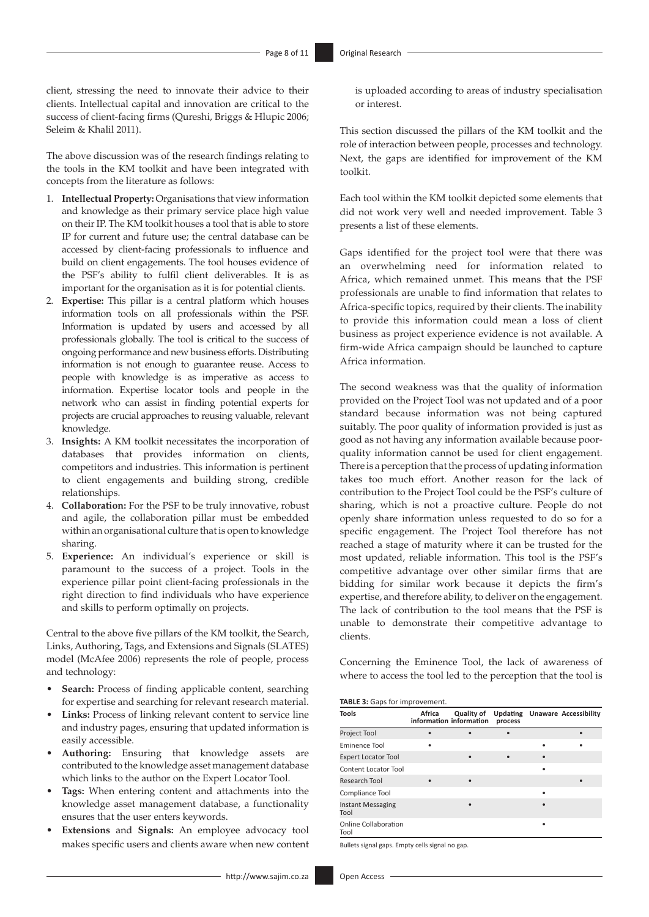client, stressing the need to innovate their advice to their clients. Intellectual capital and innovation are critical to the success of client-facing firms (Qureshi, Briggs & Hlupic 2006; Seleim & Khalil 2011).

The above discussion was of the research findings relating to the tools in the KM toolkit and have been integrated with concepts from the literature as follows:

1. **Intellectual Property:** Organisations that view information and knowledge as their primary service place high value on their IP. The KM toolkit houses a tool that is able to store IP for current and future use; the central database can be accessed by client-facing professionals to influence and build on client engagements. The tool houses evidence of the PSF's ability to fulfil client deliverables. It is as important for the organisation as it is for potential clients.
2. **Expertise:** This pillar is a central platform which houses information tools on all professionals within the PSF. Information is updated by users and accessed by all professionals globally. The tool is critical to the success of ongoing performance and new business efforts. Distributing information is not enough to guarantee reuse. Access to people with knowledge is as imperative as access to information. Expertise locator tools and people in the network who can assist in finding potential experts for projects are crucial approaches to reusing valuable, relevant knowledge.
3. **Insights:** A KM toolkit necessitates the incorporation of databases that provides information on clients, competitors and industries. This information is pertinent to client engagements and building strong, credible relationships.
4. **Collaboration:** For the PSF to be truly innovative, robust and agile, the collaboration pillar must be embedded within an organisational culture that is open to knowledge sharing.
5. **Experience:** An individual's experience or skill is paramount to the success of a project. Tools in the experience pillar point client-facing professionals in the right direction to find individuals who have experience and skills to perform optimally on projects.

Central to the above five pillars of the KM toolkit, the Search, Links, Authoring, Tags, and Extensions and Signals (SLATES) model (McAfee 2006) represents the role of people, process and technology:

- **Search:** Process of finding applicable content, searching for expertise and searching for relevant research material.
- **Links:** Process of linking relevant content to service line and industry pages, ensuring that updated information is easily accessible.
- **Authoring:** Ensuring that knowledge assets are contributed to the knowledge asset management database which links to the author on the Expert Locator Tool.
- **Tags:** When entering content and attachments into the knowledge asset management database, a functionality ensures that the user enters keywords.
- **Extensions** and **Signals:** An employee advocacy tool makes specific users and clients aware when new content is uploaded according to areas of industry specialisation or interest.

This section discussed the pillars of the KM toolkit and the role of interaction between people, processes and technology. Next, the gaps are identified for improvement of the KM toolkit.

Each tool within the KM toolkit depicted some elements that did not work very well and needed improvement. Table 3 presents a list of these elements.

Gaps identified for the project tool were that there was an overwhelming need for information related to Africa, which remained unmet. This means that the PSF professionals are unable to find information that relates to Africa-specific topics, required by their clients. The inability to provide this information could mean a loss of client business as project experience evidence is not available. A firm-wide Africa campaign should be launched to capture Africa information.

The second weakness was that the quality of information provided on the Project Tool was not updated and of a poor standard because information was not being captured suitably. The poor quality of information provided is just as good as not having any information available because poor-quality information cannot be used for client engagement. There is a perception that the process of updating information takes too much effort. Another reason for the lack of contribution to the Project Tool could be the PSF's culture of sharing, which is not a proactive culture. People do not openly share information unless requested to do so for a specific engagement. The Project Tool therefore has not reached a stage of maturity where it can be trusted for the most updated, reliable information. This tool is the PSF's competitive advantage over other similar firms that are bidding for similar work because it depicts the firm's expertise, and therefore ability, to deliver on the engagement. The lack of contribution to the tool means that the PSF is unable to demonstrate their competitive advantage to clients.

Concerning the Eminence Tool, the lack of awareness of where to access the tool led to the perception that the tool is

**TABLE 3:** Gaps for improvement.

| Tools | Africa information | Quality of information | Updating process | Unaware | Accessibility |
|---|---|---|---|---|---|
| Project Tool | • | • | • | | • |
| Eminence Tool | • | | | • | • |
| Expert Locator Tool | | • | • | • | |
| Content Locator Tool | | | | • | |
| Research Tool | • | • | | | • |
| Compliance Tool | | | | • | |
| Instant Messaging Tool | | • | | • | |
| Online Collaboration Tool | | | | • | |

Bullets signal gaps. Empty cells signal no gap.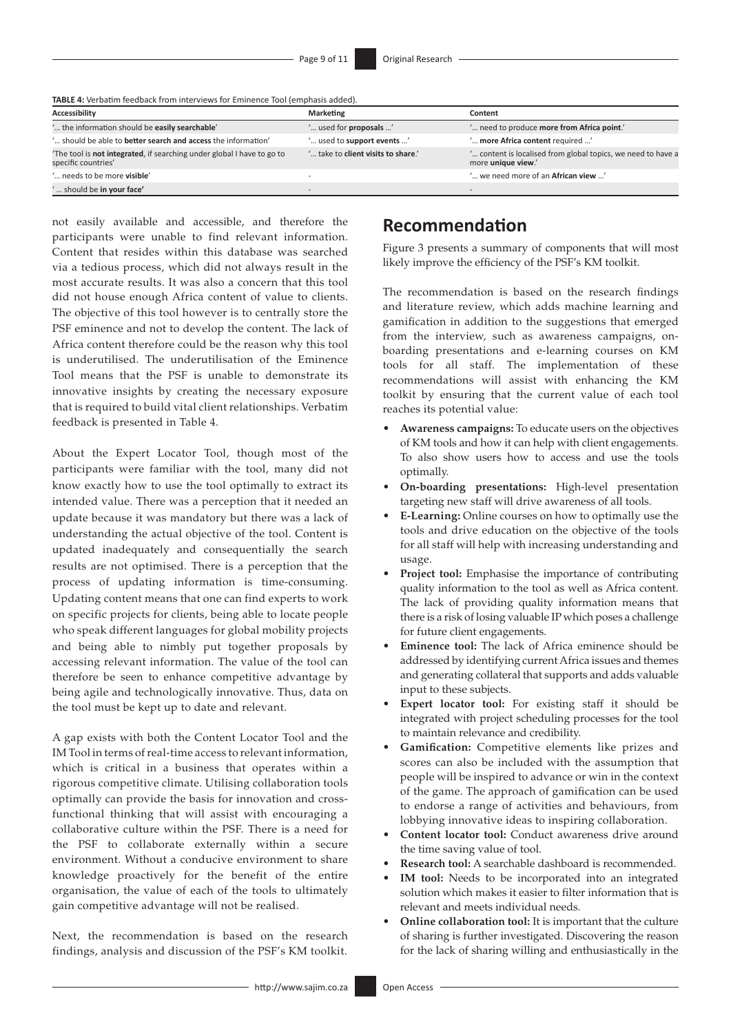**TABLE 4:** Verbatim feedback from interviews for Eminence Tool (emphasis added).

| Accessibility | Marketing | Content |
|---|---|---|
| '… the information should be **easily searchable**' | '… used for **proposals** …' | '… need to produce **more from Africa point**.' |
| '… should be able to **better search and access** the information' | '… used to **support events** …' | '… **more Africa content** required …' |
| 'The tool is **not integrated**, if searching under global I have to go to specific countries' | '… take to **client visits to share**.' | '… content is localised from global topics, we need to have a more **unique view**.' |
| '… needs to be more **visible**' | - | '… we need more of an **African view** …' |
| '… should be **in your face**' | - | - |

not easily available and accessible, and therefore the participants were unable to find relevant information. Content that resides within this database was searched via a tedious process, which did not always result in the most accurate results. It was also a concern that this tool did not house enough Africa content of value to clients. The objective of this tool however is to centrally store the PSF eminence and not to develop the content. The lack of Africa content therefore could be the reason why this tool is underutilised. The underutilisation of the Eminence Tool means that the PSF is unable to demonstrate its innovative insights by creating the necessary exposure that is required to build vital client relationships. Verbatim feedback is presented in Table 4.

About the Expert Locator Tool, though most of the participants were familiar with the tool, many did not know exactly how to use the tool optimally to extract its intended value. There was a perception that it needed an update because it was mandatory but there was a lack of understanding the actual objective of the tool. Content is updated inadequately and consequentially the search results are not optimised. There is a perception that the process of updating information is time-consuming. Updating content means that one can find experts to work on specific projects for clients, being able to locate people who speak different languages for global mobility projects and being able to nimbly put together proposals by accessing relevant information. The value of the tool can therefore be seen to enhance competitive advantage by being agile and technologically innovative. Thus, data on the tool must be kept up to date and relevant.

A gap exists with both the Content Locator Tool and the IM Tool in terms of real-time access to relevant information, which is critical in a business that operates within a rigorous competitive climate. Utilising collaboration tools optimally can provide the basis for innovation and cross-functional thinking that will assist with encouraging a collaborative culture within the PSF. There is a need for the PSF to collaborate externally within a secure environment. Without a conducive environment to share knowledge proactively for the benefit of the entire organisation, the value of each of the tools to ultimately gain competitive advantage will not be realised.

Next, the recommendation is based on the research findings, analysis and discussion of the PSF's KM toolkit.

## Recommendation

Figure 3 presents a summary of components that will most likely improve the efficiency of the PSF's KM toolkit.

The recommendation is based on the research findings and literature review, which adds machine learning and gamification in addition to the suggestions that emerged from the interview, such as awareness campaigns, on-boarding presentations and e-learning courses on KM tools for all staff. The implementation of these recommendations will assist with enhancing the KM toolkit by ensuring that the current value of each tool reaches its potential value:

- **Awareness campaigns:** To educate users on the objectives of KM tools and how it can help with client engagements. To also show users how to access and use the tools optimally.
- **On-boarding presentations:** High-level presentation targeting new staff will drive awareness of all tools.
- **E-Learning:** Online courses on how to optimally use the tools and drive education on the objective of the tools for all staff will help with increasing understanding and usage.
- **Project tool:** Emphasise the importance of contributing quality information to the tool as well as Africa content. The lack of providing quality information means that there is a risk of losing valuable IP which poses a challenge for future client engagements.
- **Eminence tool:** The lack of Africa eminence should be addressed by identifying current Africa issues and themes and generating collateral that supports and adds valuable input to these subjects.
- **Expert locator tool:** For existing staff it should be integrated with project scheduling processes for the tool to maintain relevance and credibility.
- **Gamification:** Competitive elements like prizes and scores can also be included with the assumption that people will be inspired to advance or win in the context of the game. The approach of gamification can be used to endorse a range of activities and behaviours, from lobbying innovative ideas to inspiring collaboration.
- **Content locator tool:** Conduct awareness drive around the time saving value of tool.
- **Research tool:** A searchable dashboard is recommended.
- **IM tool:** Needs to be incorporated into an integrated solution which makes it easier to filter information that is relevant and meets individual needs.
- **Online collaboration tool:** It is important that the culture of sharing is further investigated. Discovering the reason for the lack of sharing willing and enthusiastically in the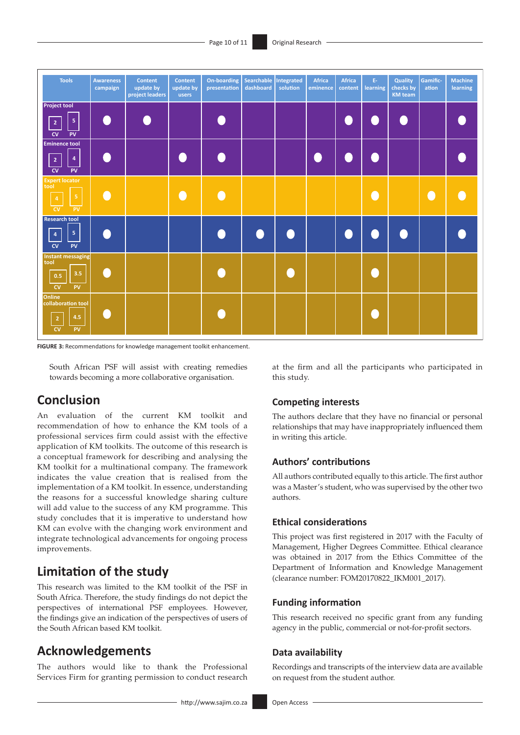| Tools | Awareness campaign | Content update by project leaders | Content update by users | On-boarding presentation | Searchable dashboard | Integrated solution | Africa eminence | Africa content | E-learning | Quality checks by KM team | Gamific-ation | Machine learning |
|---|---|---|---|---|---|---|---|---|---|---|---|---|
| Project tool (CV: 2; PV: 5) | ● | ● | | ● | | | | ● | ● | ● | | ● |
| Eminence tool (CV: 2; PV: 4) | ● | | ● | ● | | | ● | ● | ● | | | ● |
| Expert locator tool (CV: 4; PV: 5) | ● | | ● | ● | | | | | ● | | ● | ● |
| Research tool (CV: 4; PV: 5) | ● | | | ● | ● | ● | | ● | ● | ● | | ● |
| Instant messaging tool (CV: 0.5; PV: 3.5) | ● | | | ● | | ● | | | ● | | | |
| Online collaboration tool (CV: 2; PV: 4.5) | ● | | | ● | | | | | ● | | | |

**FIGURE 3:** Recommendations for knowledge management toolkit enhancement.

South African PSF will assist with creating remedies towards becoming a more collaborative organisation.

## Conclusion

An evaluation of the current KM toolkit and recommendation of how to enhance the KM tools of a professional services firm could assist with the effective application of KM toolkits. The outcome of this research is a conceptual framework for describing and analysing the KM toolkit for a multinational company. The framework indicates the value creation that is realised from the implementation of a KM toolkit. In essence, understanding the reasons for a successful knowledge sharing culture will add value to the success of any KM programme. This study concludes that it is imperative to understand how KM can evolve with the changing work environment and integrate technological advancements for ongoing process improvements.

## Limitation of the study

This research was limited to the KM toolkit of the PSF in South Africa. Therefore, the study findings do not depict the perspectives of international PSF employees. However, the findings give an indication of the perspectives of users of the South African based KM toolkit.

## Acknowledgements

The authors would like to thank the Professional Services Firm for granting permission to conduct research at the firm and all the participants who participated in this study.

### Competing interests

The authors declare that they have no financial or personal relationships that may have inappropriately influenced them in writing this article.

### Authors' contributions

All authors contributed equally to this article. The first author was a Master's student, who was supervised by the other two authors.

### Ethical considerations

This project was first registered in 2017 with the Faculty of Management, Higher Degrees Committee. Ethical clearance was obtained in 2017 from the Ethics Committee of the Department of Information and Knowledge Management (clearance number: FOM20170822_IKM001_2017).

### Funding information

This research received no specific grant from any funding agency in the public, commercial or not-for-profit sectors.

### Data availability

Recordings and transcripts of the interview data are available on request from the student author.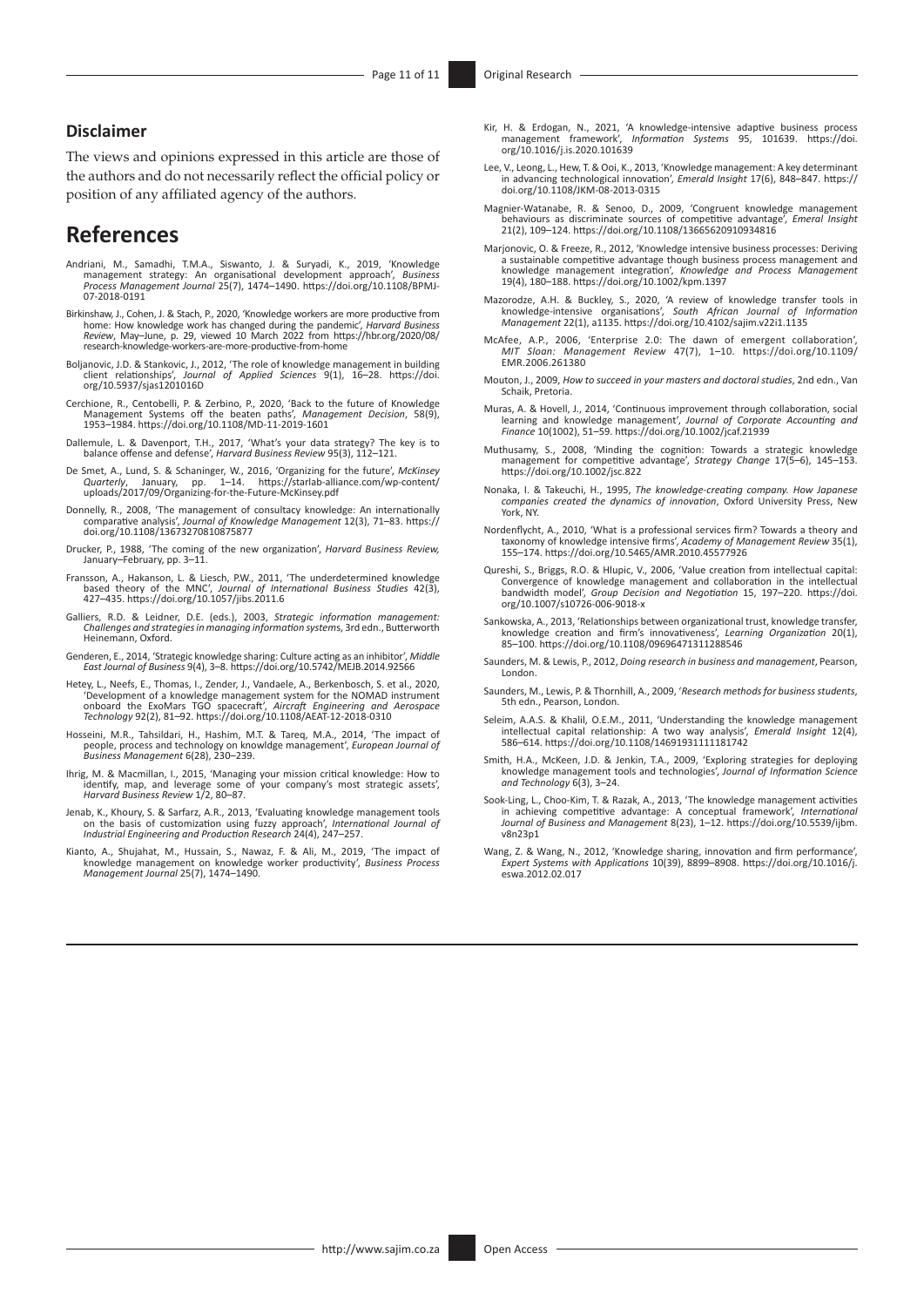## Disclaimer

The views and opinions expressed in this article are those of the authors and do not necessarily reflect the official policy or position of any affiliated agency of the authors.

# References

Andriani, M., Samadhi, T.M.A., Siswanto, J. & Suryadi, K., 2019, 'Knowledge management strategy: An organisational development approach', *Business Process Management Journal* 25(7), 1474–1490. https://doi.org/10.1108/BPMJ-07-2018-0191

Birkinshaw, J., Cohen, J. & Stach, P., 2020, 'Knowledge workers are more productive from home: How knowledge work has changed during the pandemic', *Harvard Business Review*, May–June, p. 29, viewed 10 March 2022 from https://hbr.org/2020/08/research-knowledge-workers-are-more-productive-from-home

Boljanovic, J.D. & Stankovic, J., 2012, 'The role of knowledge management in building client relationships', *Journal of Applied Sciences* 9(1), 16–28. https://doi.org/10.5937/sjas1201016D

Cerchione, R., Centobelli, P. & Zerbino, P., 2020, 'Back to the future of Knowledge Management Systems off the beaten paths', *Management Decision*, 58(9), 1953–1984. https://doi.org/10.1108/MD-11-2019-1601

Dallemule, L. & Davenport, T.H., 2017, 'What's your data strategy? The key is to balance offense and defense', *Harvard Business Review* 95(3), 112–121.

De Smet, A., Lund, S. & Schaninger, W., 2016, 'Organizing for the future', *McKinsey Quarterly*, January, pp. 1–14. https://starlab-alliance.com/wp-content/uploads/2017/09/Organizing-for-the-Future-McKinsey.pdf

Donnelly, R., 2008, 'The management of consultacy knowledge: An internationally comparative analysis', *Journal of Knowledge Management* 12(3), 71–83. https://doi.org/10.1108/13673270810875877

Drucker, P., 1988, 'The coming of the new organization', *Harvard Business Review,* January–February, pp. 3–11.

Fransson, A., Hakanson, L. & Liesch, P.W., 2011, 'The underdetermined knowledge based theory of the MNC', *Journal of International Business Studies* 42(3), 427–435. https://doi.org/10.1057/jibs.2011.6

Galliers, R.D. & Leidner, D.E. (eds.), 2003, *Strategic information management: Challenges and strategies in managing information system*s, 3rd edn., Butterworth Heinemann, Oxford.

Genderen, E., 2014, 'Strategic knowledge sharing: Culture acting as an inhibitor', *Middle East Journal of Business* 9(4), 3–8. https://doi.org/10.5742/MEJB.2014.92566

Hetey, L., Neefs, E., Thomas, I., Zender, J., Vandaele, A., Berkenbosch, S. et al., 2020, 'Development of a knowledge management system for the NOMAD instrument onboard the ExoMars TGO spacecraft', *Aircraft Engineering and Aerospace Technology* 92(2), 81–92. https://doi.org/10.1108/AEAT-12-2018-0310

Hosseini, M.R., Tahsildari, H., Hashim, M.T. & Tareq, M.A., 2014, 'The impact of people, process and technology on knowldge management', *European Journal of Business Management* 6(28), 230–239.

Ihrig, M. & Macmillan, I., 2015, 'Managing your mission critical knowledge: How to identify, map, and leverage some of your company's most strategic assets', *Harvard Business Review* 1/2, 80–87.

Jenab, K., Khoury, S. & Sarfarz, A.R., 2013, 'Evaluating knowledge management tools on the basis of customization using fuzzy approach', *International Journal of Industrial Engineering and Production Research* 24(4), 247–257.

Kianto, A., Shujahat, M., Hussain, S., Nawaz, F. & Ali, M., 2019, 'The impact of knowledge management on knowledge worker productivity', *Business Process Management Journal* 25(7), 1474–1490.

Kir, H. & Erdogan, N., 2021, 'A knowledge-intensive adaptive business process management framework', *Information Systems* 95, 101639. https://doi.org/10.1016/j.is.2020.101639

Lee, V., Leong, L., Hew, T. & Ooi, K., 2013, 'Knowledge management: A key determinant in advancing technological innovation', *Emerald Insight* 17(6), 848–847. https://doi.org/10.1108/JKM-08-2013-0315

Magnier-Watanabe, R. & Senoo, D., 2009, 'Congruent knowledge management behaviours as discriminate sources of competitive advantage', *Emeral Insight* 21(2), 109–124. https://doi.org/10.1108/13665620910934816

Marjonovic, O. & Freeze, R., 2012, 'Knowledge intensive business processes: Deriving a sustainable competitive advantage though business process management and knowledge management integration', *Knowledge and Process Management* 19(4), 180–188. https://doi.org/10.1002/kpm.1397

Mazorodze, A.H. & Buckley, S., 2020, 'A review of knowledge transfer tools in knowledge-intensive organisations', *South African Journal of Information Management* 22(1), a1135. https://doi.org/10.4102/sajim.v22i1.1135

McAfee, A.P., 2006, 'Enterprise 2.0: The dawn of emergent collaboration', *MIT Sloan: Management Review* 47(7), 1–10. https://doi.org/10.1109/EMR.2006.261380

Mouton, J., 2009, *How to succeed in your masters and doctoral studies*, 2nd edn., Van Schaik, Pretoria.

Muras, A. & Hovell, J., 2014, 'Continuous improvement through collaboration, social learning and knowledge management', *Journal of Corporate Accounting and Finance* 10(1002), 51–59. https://doi.org/10.1002/jcaf.21939

Muthusamy, S., 2008, 'Minding the cognition: Towards a strategic knowledge management for competitive advantage', *Strategy Change* 17(5–6), 145–153. https://doi.org/10.1002/jsc.822

Nonaka, I. & Takeuchi, H., 1995, *The knowledge-creating company. How Japanese companies created the dynamics of innovation*, Oxford University Press, New York, NY.

Nordenflycht, A., 2010, 'What is a professional services firm? Towards a theory and taxonomy of knowledge intensive firms', *Academy of Management Review* 35(1), 155–174. https://doi.org/10.5465/AMR.2010.45577926

Qureshi, S., Briggs, R.O. & Hlupic, V., 2006, 'Value creation from intellectual capital: Convergence of knowledge management and collaboration in the intellectual bandwidth model', *Group Decision and Negotiation* 15, 197–220. https://doi.org/10.1007/s10726-006-9018-x

Sankowska, A., 2013, 'Relationships between organizational trust, knowledge transfer, knowledge creation and firm's innovativeness', *Learning Organization* 20(1), 85–100. https://doi.org/10.1108/09696471311288546

Saunders, M. & Lewis, P., 2012, *Doing research in business and management*, Pearson, London.

Saunders, M., Lewis, P. & Thornhill, A., 2009, '*Research methods for business students*, 5th edn., Pearson, London.

Seleim, A.A.S. & Khalil, O.E.M., 2011, 'Understanding the knowledge management intellectual capital relationship: A two way analysis', *Emerald Insight* 12(4), 586–614. https://doi.org/10.1108/14691931111181742

Smith, H.A., McKeen, J.D. & Jenkin, T.A., 2009, 'Exploring strategies for deploying knowledge management tools and technologies', *Journal of Information Science and Technology* 6(3), 3–24.

Sook-Ling, L., Choo-Kim, T. & Razak, A., 2013, 'The knowledge management activities in achieving competitive advantage: A conceptual framework', *International Journal of Business and Management* 8(23), 1–12. https://doi.org/10.5539/ijbm.v8n23p1

Wang, Z. & Wang, N., 2012, 'Knowledge sharing, innovation and firm performance', *Expert Systems with Applications* 10(39), 8899–8908. https://doi.org/10.1016/j.eswa.2012.02.017